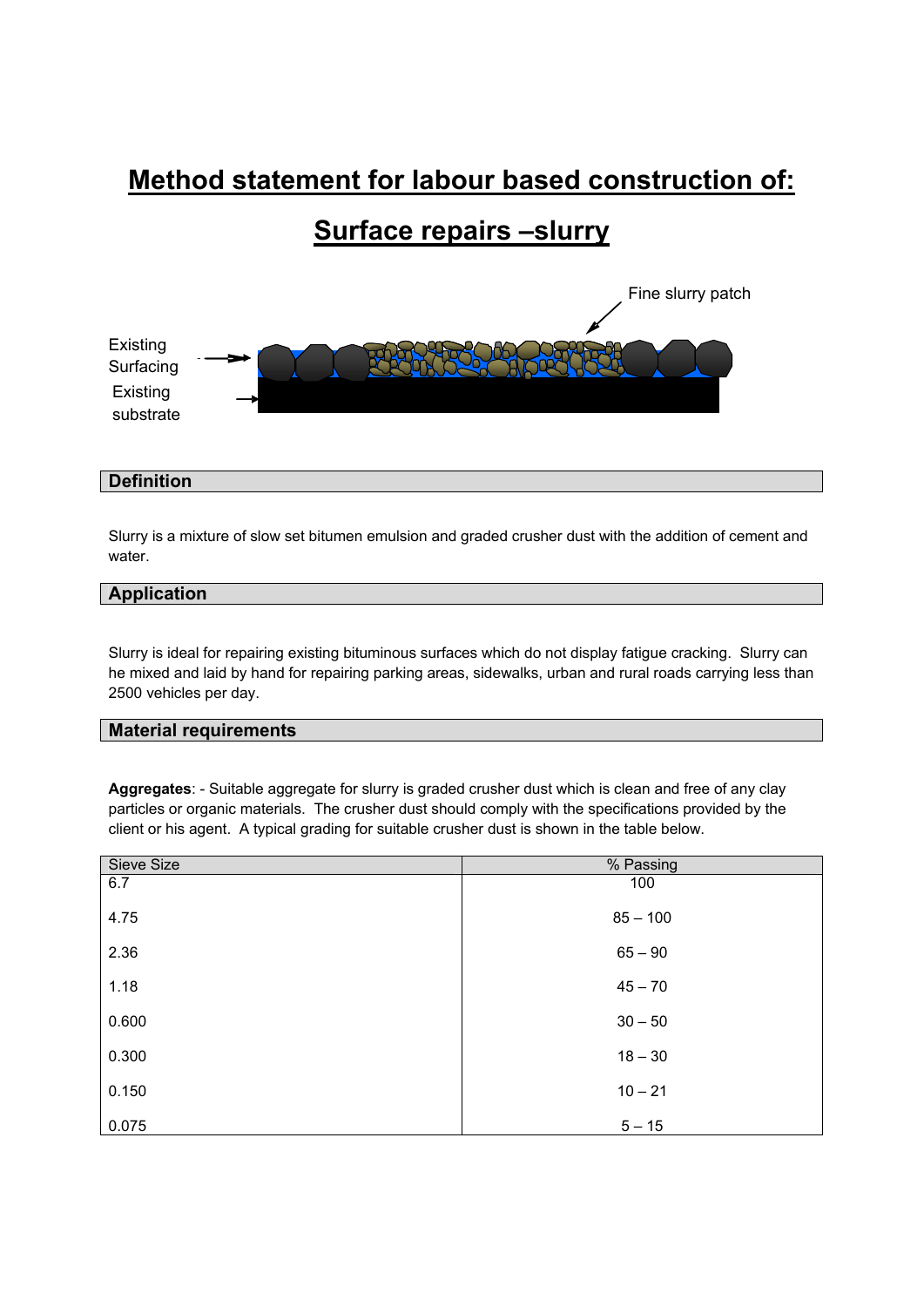# Method statement for labour based construction of:

# Surface repairs –slurry

Fine slurry patch

Existing Surfacing

Existing substrate

## Definition

Slurry is a mixture of slow set bitumen emulsion and graded crusher dust with the addition of cement and water.

## Application

Slurry is ideal for repairing existing bituminous surfaces which do not display fatigue cracking. Slurry can he mixed and laid by hand for repairing parking areas, sidewalks, urban and rural roads carrying less than 2500 vehicles per day.

## Material requirements

**Aggregates**: - Suitable aggregate for slurry is graded crusher dust which is clean and free of any clay particles or organic materials. The crusher dust should comply with the specifications provided by the client or his agent. A typical grading for suitable crusher dust is shown in the table below.

| Sieve Size | % Passing |
|---|---|
| 6.7 | 100 |
| 4.75 | 85 – 100 |
| 2.36 | 65 – 90 |
| 1.18 | 45 – 70 |
| 0.600 | 30 – 50 |
| 0.300 | 18 – 30 |
| 0.150 | 10 – 21 |
| 0.075 | 5 – 15 |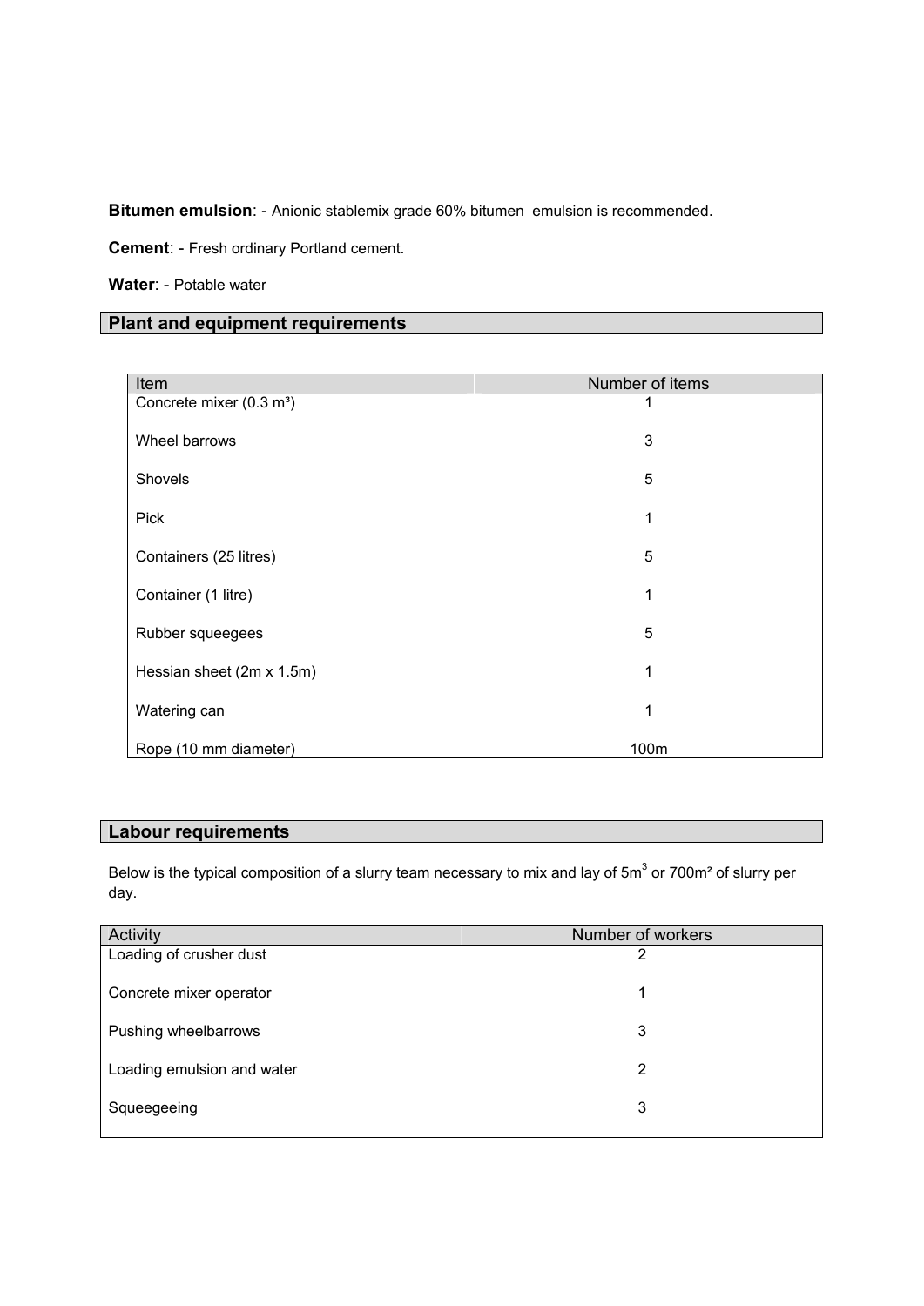**Bitumen emulsion**: - Anionic stablemix grade 60% bitumen emulsion is recommended.

**Cement**: - Fresh ordinary Portland cement.

**Water**: - Potable water

## Plant and equipment requirements

| Item | Number of items |
|---|---|
| Concrete mixer (0.3 m³) | 1 |
| Wheel barrows | 3 |
| Shovels | 5 |
| Pick | 1 |
| Containers (25 litres) | 5 |
| Container (1 litre) | 1 |
| Rubber squeegees | 5 |
| Hessian sheet (2m x 1.5m) | 1 |
| Watering can | 1 |
| Rope (10 mm diameter) | 100m |

## Labour requirements

Below is the typical composition of a slurry team necessary to mix and lay of 5m$^3$ or 700m² of slurry per day.

| Activity | Number of workers |
|---|---|
| Loading of crusher dust | 2 |
| Concrete mixer operator | 1 |
| Pushing wheelbarrows | 3 |
| Loading emulsion and water | 2 |
| Squeegeeing | 3 |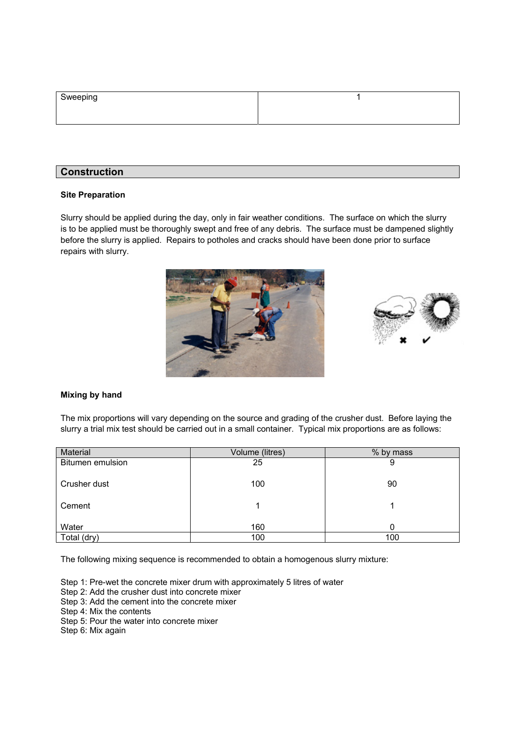| Sweeping | 1 |
|---|---|

## Construction

### Site Preparation

Slurry should be applied during the day, only in fair weather conditions. The surface on which the slurry is to be applied must be thoroughly swept and free of any debris. The surface must be dampened slightly before the slurry is applied. Repairs to potholes and cracks should have been done prior to surface repairs with slurry.

### Mixing by hand

The mix proportions will vary depending on the source and grading of the crusher dust. Before laying the slurry a trial mix test should be carried out in a small container. Typical mix proportions are as follows:

| Material | Volume (litres) | % by mass |
|---|---|---|
| Bitumen emulsion | 25 | 9 |
| Crusher dust | 100 | 90 |
| Cement | 1 | 1 |
| Water | 160 | 0 |
| Total (dry) | 100 | 100 |

The following mixing sequence is recommended to obtain a homogenous slurry mixture:

Step 1: Pre-wet the concrete mixer drum with approximately 5 litres of water
Step 2: Add the crusher dust into concrete mixer
Step 3: Add the cement into the concrete mixer
Step 4: Mix the contents
Step 5: Pour the water into concrete mixer
Step 6: Mix again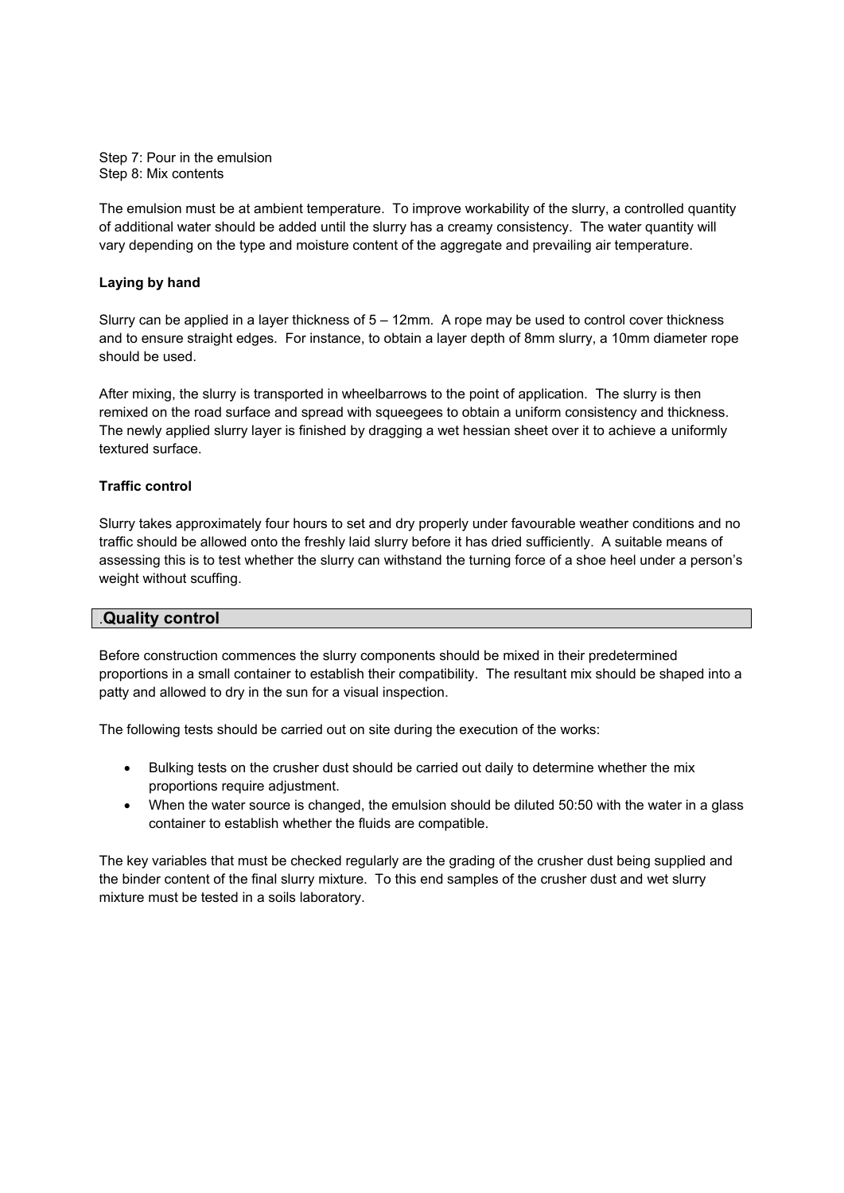Step 7: Pour in the emulsion
Step 8: Mix contents

The emulsion must be at ambient temperature. To improve workability of the slurry, a controlled quantity of additional water should be added until the slurry has a creamy consistency. The water quantity will vary depending on the type and moisture content of the aggregate and prevailing air temperature.

**Laying by hand**

Slurry can be applied in a layer thickness of 5 – 12mm. A rope may be used to control cover thickness and to ensure straight edges. For instance, to obtain a layer depth of 8mm slurry, a 10mm diameter rope should be used.

After mixing, the slurry is transported in wheelbarrows to the point of application. The slurry is then remixed on the road surface and spread with squeegees to obtain a uniform consistency and thickness. The newly applied slurry layer is finished by dragging a wet hessian sheet over it to achieve a uniformly textured surface.

**Traffic control**

Slurry takes approximately four hours to set and dry properly under favourable weather conditions and no traffic should be allowed onto the freshly laid slurry before it has dried sufficiently. A suitable means of assessing this is to test whether the slurry can withstand the turning force of a shoe heel under a person's weight without scuffing.

## .Quality control

Before construction commences the slurry components should be mixed in their predetermined proportions in a small container to establish their compatibility. The resultant mix should be shaped into a patty and allowed to dry in the sun for a visual inspection.

The following tests should be carried out on site during the execution of the works:

- Bulking tests on the crusher dust should be carried out daily to determine whether the mix proportions require adjustment.
- When the water source is changed, the emulsion should be diluted 50:50 with the water in a glass container to establish whether the fluids are compatible.

The key variables that must be checked regularly are the grading of the crusher dust being supplied and the binder content of the final slurry mixture. To this end samples of the crusher dust and wet slurry mixture must be tested in a soils laboratory.